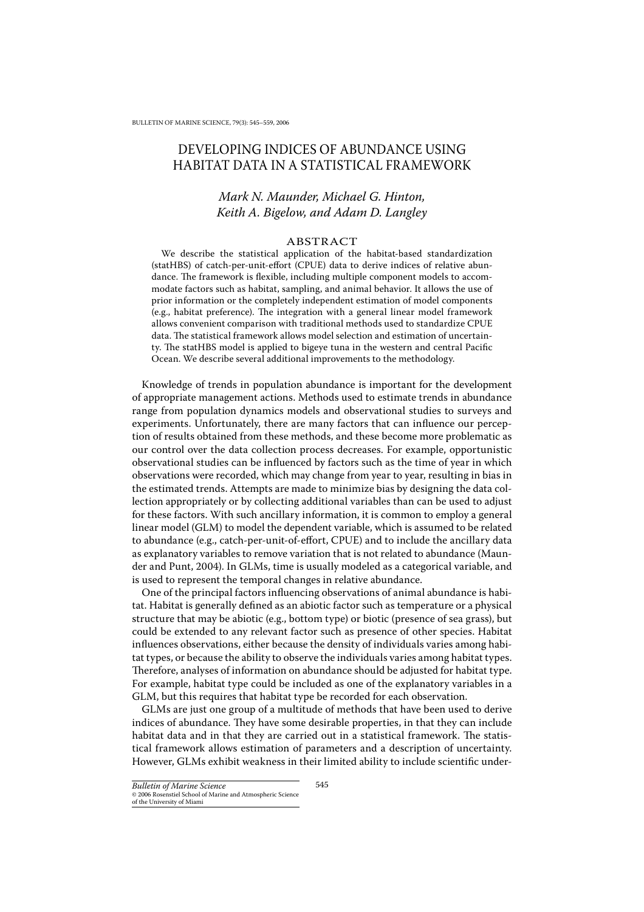# DEVELOPING INDICES OF ABUNDANCE USING HABITAT DATA IN A STATISTICAL FRAMEWORK

*Mark N. Maunder, Michael G. Hinton, Keith A. Bigelow, and Adam D. Langley*

## ABSTRACT

We describe the statistical application of the habitat-based standardization (statHBS) of catch-per-unit-effort (CPUE) data to derive indices of relative abundance. The framework is flexible, including multiple component models to accommodate factors such as habitat, sampling, and animal behavior. It allows the use of prior information or the completely independent estimation of model components (e.g., habitat preference). The integration with a general linear model framework allows convenient comparison with traditional methods used to standardize CPUE data. The statistical framework allows model selection and estimation of uncertainty. The statHBS model is applied to bigeye tuna in the western and central Pacific Ocean. We describe several additional improvements to the methodology.

Knowledge of trends in population abundance is important for the development of appropriate management actions. Methods used to estimate trends in abundance range from population dynamics models and observational studies to surveys and experiments. Unfortunately, there are many factors that can influence our perception of results obtained from these methods, and these become more problematic as our control over the data collection process decreases. For example, opportunistic observational studies can be influenced by factors such as the time of year in which observations were recorded, which may change from year to year, resulting in bias in the estimated trends. Attempts are made to minimize bias by designing the data collection appropriately or by collecting additional variables than can be used to adjust for these factors. With such ancillary information, it is common to employ a general linear model (GLM) to model the dependent variable, which is assumed to be related to abundance (e.g., catch-per-unit-of-effort, CPUE) and to include the ancillary data as explanatory variables to remove variation that is not related to abundance (Maunder and Punt, 2004). In GLMs, time is usually modeled as a categorical variable, and is used to represent the temporal changes in relative abundance.

One of the principal factors influencing observations of animal abundance is habitat. Habitat is generally defined as an abiotic factor such as temperature or a physical structure that may be abiotic (e.g., bottom type) or biotic (presence of sea grass), but could be extended to any relevant factor such as presence of other species. Habitat influences observations, either because the density of individuals varies among habitat types, or because the ability to observe the individuals varies among habitat types. Therefore, analyses of information on abundance should be adjusted for habitat type. For example, habitat type could be included as one of the explanatory variables in a GLM, but this requires that habitat type be recorded for each observation.

GLMs are just one group of a multitude of methods that have been used to derive indices of abundance. They have some desirable properties, in that they can include habitat data and in that they are carried out in a statistical framework. The statistical framework allows estimation of parameters and a description of uncertainty. However, GLMs exhibit weakness in their limited ability to include scientific under-

*Bulletin of Marine Science*
© 2006 Rosenstiel School of Marine and Atmospheric Science of the University of Miami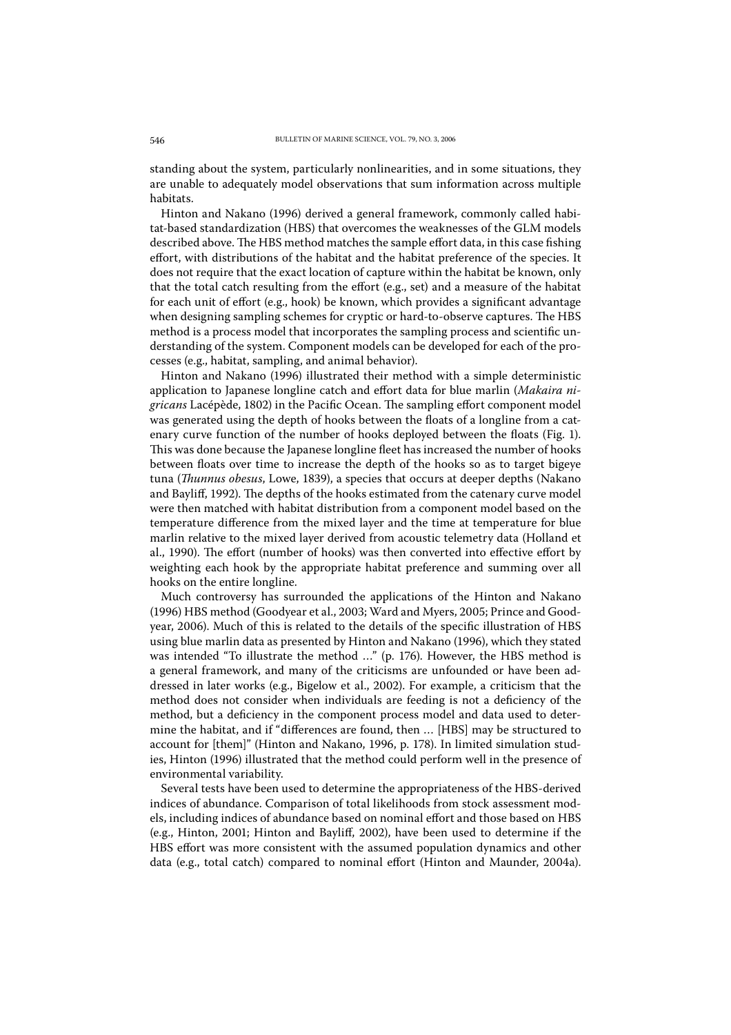standing about the system, particularly nonlinearities, and in some situations, they are unable to adequately model observations that sum information across multiple habitats.

Hinton and Nakano (1996) derived a general framework, commonly called habitat-based standardization (HBS) that overcomes the weaknesses of the GLM models described above. The HBS method matches the sample effort data, in this case fishing effort, with distributions of the habitat and the habitat preference of the species. It does not require that the exact location of capture within the habitat be known, only that the total catch resulting from the effort (e.g., set) and a measure of the habitat for each unit of effort (e.g., hook) be known, which provides a significant advantage when designing sampling schemes for cryptic or hard-to-observe captures. The HBS method is a process model that incorporates the sampling process and scientific understanding of the system. Component models can be developed for each of the processes (e.g., habitat, sampling, and animal behavior).

Hinton and Nakano (1996) illustrated their method with a simple deterministic application to Japanese longline catch and effort data for blue marlin (*Makaira nigricans* Lacépède, 1802) in the Pacific Ocean. The sampling effort component model was generated using the depth of hooks between the floats of a longline from a catenary curve function of the number of hooks deployed between the floats (Fig. 1). This was done because the Japanese longline fleet has increased the number of hooks between floats over time to increase the depth of the hooks so as to target bigeye tuna (*Thunnus obesus*, Lowe, 1839), a species that occurs at deeper depths (Nakano and Bayliff, 1992). The depths of the hooks estimated from the catenary curve model were then matched with habitat distribution from a component model based on the temperature difference from the mixed layer and the time at temperature for blue marlin relative to the mixed layer derived from acoustic telemetry data (Holland et al., 1990). The effort (number of hooks) was then converted into effective effort by weighting each hook by the appropriate habitat preference and summing over all hooks on the entire longline.

Much controversy has surrounded the applications of the Hinton and Nakano (1996) HBS method (Goodyear et al., 2003; Ward and Myers, 2005; Prince and Goodyear, 2006). Much of this is related to the details of the specific illustration of HBS using blue marlin data as presented by Hinton and Nakano (1996), which they stated was intended "To illustrate the method …" (p. 176). However, the HBS method is a general framework, and many of the criticisms are unfounded or have been addressed in later works (e.g., Bigelow et al., 2002). For example, a criticism that the method does not consider when individuals are feeding is not a deficiency of the method, but a deficiency in the component process model and data used to determine the habitat, and if "differences are found, then … [HBS] may be structured to account for [them]" (Hinton and Nakano, 1996, p. 178). In limited simulation studies, Hinton (1996) illustrated that the method could perform well in the presence of environmental variability.

Several tests have been used to determine the appropriateness of the HBS-derived indices of abundance. Comparison of total likelihoods from stock assessment models, including indices of abundance based on nominal effort and those based on HBS (e.g., Hinton, 2001; Hinton and Bayliff, 2002), have been used to determine if the HBS effort was more consistent with the assumed population dynamics and other data (e.g., total catch) compared to nominal effort (Hinton and Maunder, 2004a).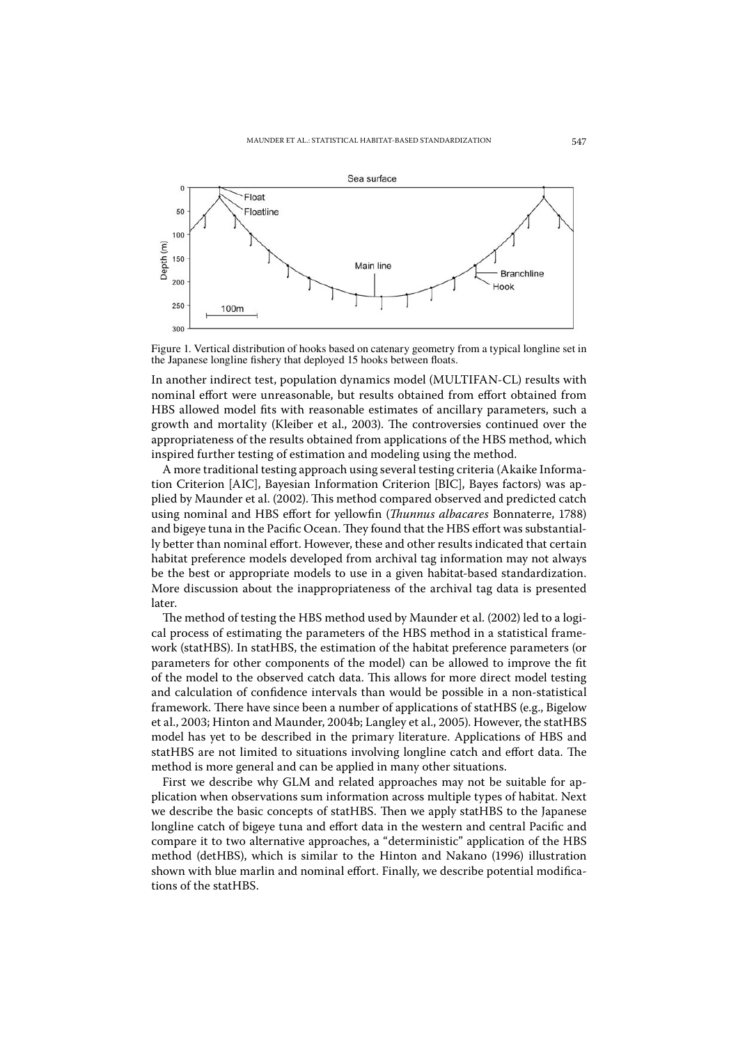Figure 1. Vertical distribution of hooks based on catenary geometry from a typical longline set in the Japanese longline fishery that deployed 15 hooks between floats.

In another indirect test, population dynamics model (MULTIFAN-CL) results with nominal effort were unreasonable, but results obtained from effort obtained from HBS allowed model fits with reasonable estimates of ancillary parameters, such a growth and mortality (Kleiber et al., 2003). The controversies continued over the appropriateness of the results obtained from applications of the HBS method, which inspired further testing of estimation and modeling using the method.

A more traditional testing approach using several testing criteria (Akaike Information Criterion [AIC], Bayesian Information Criterion [BIC], Bayes factors) was applied by Maunder et al. (2002). This method compared observed and predicted catch using nominal and HBS effort for yellowfin (*Thunnus albacares* Bonnaterre, 1788) and bigeye tuna in the Pacific Ocean. They found that the HBS effort was substantially better than nominal effort. However, these and other results indicated that certain habitat preference models developed from archival tag information may not always be the best or appropriate models to use in a given habitat-based standardization. More discussion about the inappropriateness of the archival tag data is presented later.

The method of testing the HBS method used by Maunder et al. (2002) led to a logical process of estimating the parameters of the HBS method in a statistical framework (statHBS). In statHBS, the estimation of the habitat preference parameters (or parameters for other components of the model) can be allowed to improve the fit of the model to the observed catch data. This allows for more direct model testing and calculation of confidence intervals than would be possible in a non-statistical framework. There have since been a number of applications of statHBS (e.g., Bigelow et al., 2003; Hinton and Maunder, 2004b; Langley et al., 2005). However, the statHBS model has yet to be described in the primary literature. Applications of HBS and statHBS are not limited to situations involving longline catch and effort data. The method is more general and can be applied in many other situations.

First we describe why GLM and related approaches may not be suitable for application when observations sum information across multiple types of habitat. Next we describe the basic concepts of statHBS. Then we apply statHBS to the Japanese longline catch of bigeye tuna and effort data in the western and central Pacific and compare it to two alternative approaches, a "deterministic" application of the HBS method (detHBS), which is similar to the Hinton and Nakano (1996) illustration shown with blue marlin and nominal effort. Finally, we describe potential modifications of the statHBS.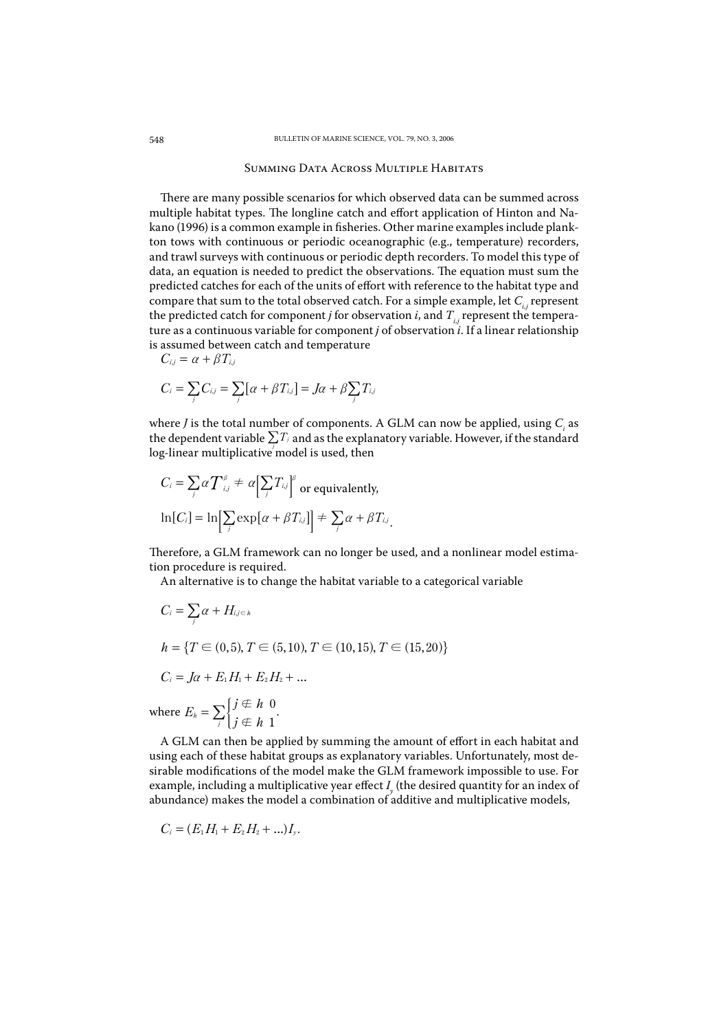## Summing Data Across Multiple Habitats

There are many possible scenarios for which observed data can be summed across multiple habitat types. The longline catch and effort application of Hinton and Nakano (1996) is a common example in fisheries. Other marine examples include plankton tows with continuous or periodic oceanographic (e.g., temperature) recorders, and trawl surveys with continuous or periodic depth recorders. To model this type of data, an equation is needed to predict the observations. The equation must sum the predicted catches for each of the units of effort with reference to the habitat type and compare that sum to the total observed catch. For a simple example, let $C_{i,j}$ represent the predicted catch for component $j$ for observation $i$, and $T_{i,j}$ represent the temperature as a continuous variable for component $j$ of observation $i$. If a linear relationship is assumed between catch and temperature

$$C_{i,j} = \alpha + \beta T_{i,j}$$

$$C_i = \sum_j C_{i,j} = \sum_j [\alpha + \beta T_{i,j}] = J\alpha + \beta \sum_j T_{i,j}$$

where $J$ is the total number of components. A GLM can now be applied, using $C_i$ as the dependent variable $\sum_j T_i$ and as the explanatory variable. However, if the standard log-linear multiplicative model is used, then

$$C_i = \sum_j \alpha T_{i,j}^{\beta} \neq \alpha \Big[\sum_j T_{i,j}\Big]^{\beta} \text{ or equivalently,}$$

$$\ln[C_i] = \ln\Big[\sum_j \exp[\alpha + \beta T_{i,j}]\Big] \neq \sum_j \alpha + \beta T_{i,j}.$$

Therefore, a GLM framework can no longer be used, and a nonlinear model estimation procedure is required.

An alternative is to change the habitat variable to a categorical variable

$$C_i = \sum_j \alpha + H_{i,j \in h}$$

$$h = \{T \in (0,5), T \in (5,10), T \in (10,15), T \in (15,20)\}$$

$$C_i = J\alpha + E_1 H_1 + E_2 H_2 + \ldots$$

where $E_h = \sum_j \begin{cases} j \notin h & 0 \\ j \notin h & 1 \end{cases}.$

A GLM can then be applied by summing the amount of effort in each habitat and using each of these habitat groups as explanatory variables. Unfortunately, most desirable modifications of the model make the GLM framework impossible to use. For example, including a multiplicative year effect $I_y$ (the desired quantity for an index of abundance) makes the model a combination of additive and multiplicative models,

$$C_i = (E_1 H_1 + E_2 H_2 + \ldots) I_y.$$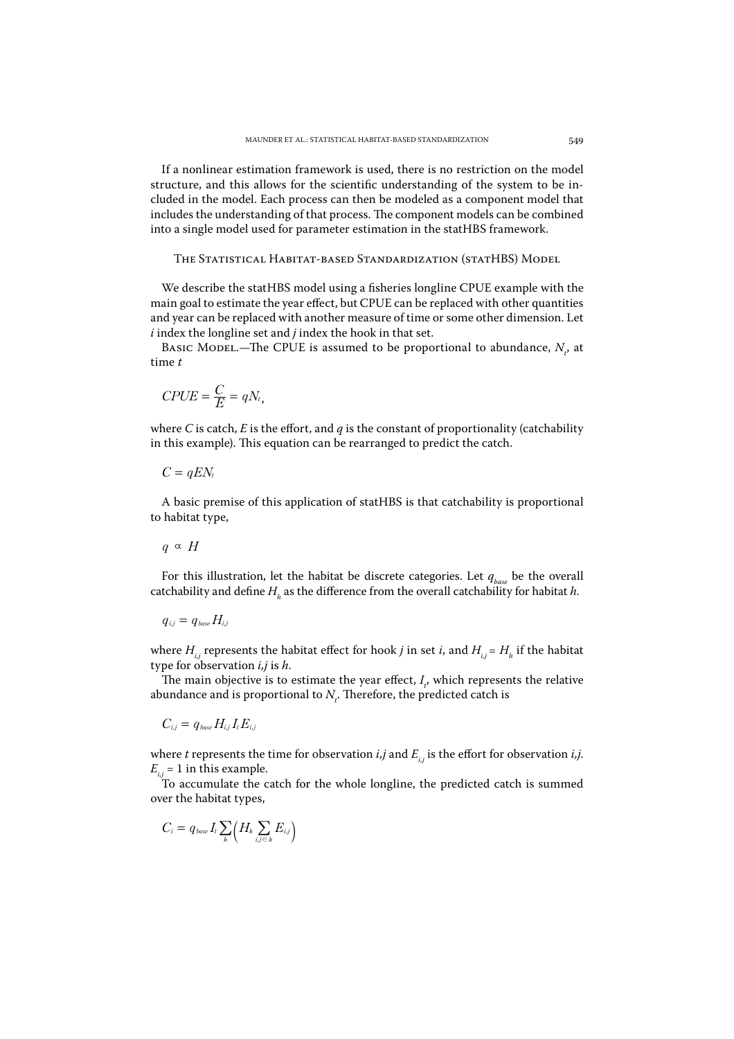If a nonlinear estimation framework is used, there is no restriction on the model structure, and this allows for the scientific understanding of the system to be included in the model. Each process can then be modeled as a component model that includes the understanding of that process. The component models can be combined into a single model used for parameter estimation in the statHBS framework.

## The Statistical Habitat-based Standardization (statHBS) Model

We describe the statHBS model using a fisheries longline CPUE example with the main goal to estimate the year effect, but CPUE can be replaced with other quantities and year can be replaced with another measure of time or some other dimension. Let $i$ index the longline set and $j$ index the hook in that set.

Basic Model.—The CPUE is assumed to be proportional to abundance, $N_t$, at time $t$

$$CPUE = \frac{C}{E} = qN_t,$$

where $C$ is catch, $E$ is the effort, and $q$ is the constant of proportionality (catchability in this example). This equation can be rearranged to predict the catch.

$$C = qEN_t$$

A basic premise of this application of statHBS is that catchability is proportional to habitat type,

$$q \propto H$$

For this illustration, let the habitat be discrete categories. Let $q_{base}$ be the overall catchability and define $H_h$ as the difference from the overall catchability for habitat $h$.

$$q_{i,j} = q_{base} H_{i,j}$$

where $H_{i,j}$ represents the habitat effect for hook $j$ in set $i$, and $H_{i,j} = H_h$ if the habitat type for observation $i,j$ is $h$.

The main objective is to estimate the year effect, $I_t$, which represents the relative abundance and is proportional to $N_t$. Therefore, the predicted catch is

$$C_{i,j} = q_{base} H_{i,j} I_t E_{i,j}$$

where $t$ represents the time for observation $i,j$ and $E_{i,j}$ is the effort for observation $i,j$. $E_{i,j} = 1$ in this example.

To accumulate the catch for the whole longline, the predicted catch is summed over the habitat types,

$$C_i = q_{base} I_t \sum_h \left( H_h \sum_{i,j \in h} E_{i,j} \right)$$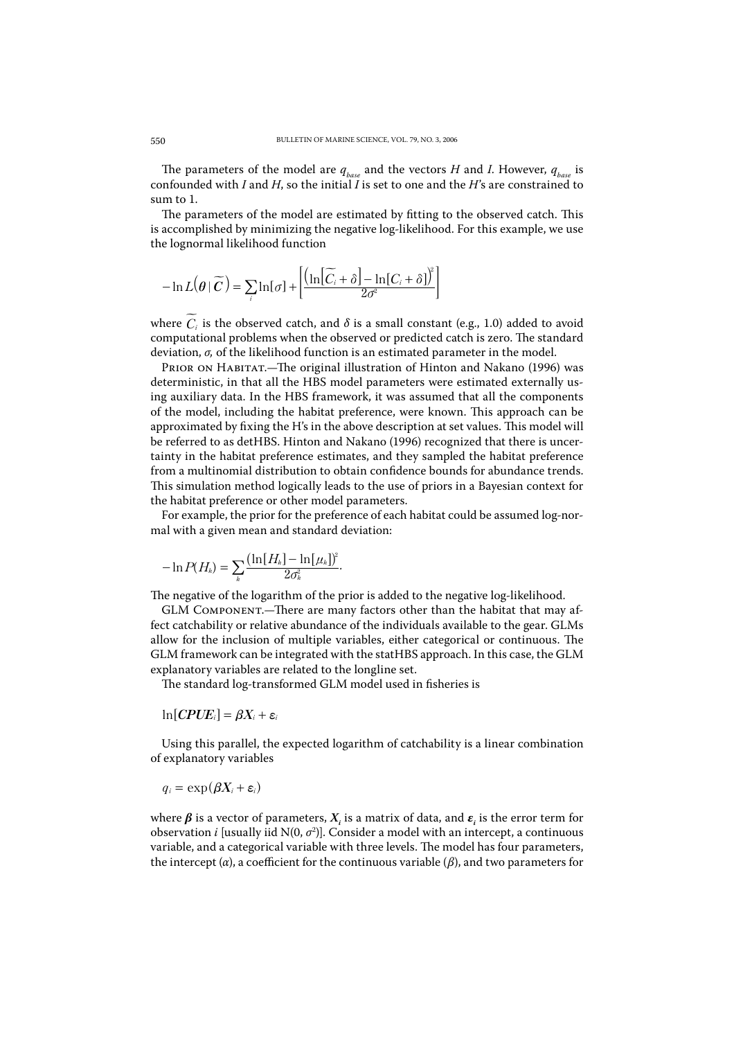The parameters of the model are $q_{base}$ and the vectors $H$ and $I$. However, $q_{base}$ is confounded with $I$ and $H$, so the initial $I$ is set to one and the $H$'s are constrained to sum to 1.

The parameters of the model are estimated by fitting to the observed catch. This is accomplished by minimizing the negative log-likelihood. For this example, we use the lognormal likelihood function

$$-\ln L\left(\boldsymbol{\theta} \mid \widetilde{\boldsymbol{C}}\right) = \sum_i \ln[\sigma] + \left[\frac{\left(\ln\left[\widetilde{C}_i + \delta\right] - \ln[C_i + \delta]\right)^2}{2\sigma^2}\right]$$

where $\widetilde{C}_i$ is the observed catch, and $\delta$ is a small constant (e.g., 1.0) added to avoid computational problems when the observed or predicted catch is zero. The standard deviation, $\sigma$, of the likelihood function is an estimated parameter in the model.

Prior on Habitat.—The original illustration of Hinton and Nakano (1996) was deterministic, in that all the HBS model parameters were estimated externally using auxiliary data. In the HBS framework, it was assumed that all the components of the model, including the habitat preference, were known. This approach can be approximated by fixing the H's in the above description at set values. This model will be referred to as detHBS. Hinton and Nakano (1996) recognized that there is uncertainty in the habitat preference estimates, and they sampled the habitat preference from a multinomial distribution to obtain confidence bounds for abundance trends. This simulation method logically leads to the use of priors in a Bayesian context for the habitat preference or other model parameters.

For example, the prior for the preference of each habitat could be assumed log-normal with a given mean and standard deviation:

$$-\ln P(H_k) = \sum_k \frac{\left(\ln[H_k] - \ln[\mu_k]\right)^2}{2\sigma_k^2}.$$

The negative of the logarithm of the prior is added to the negative log-likelihood.

GLM Component.—There are many factors other than the habitat that may affect catchability or relative abundance of the individuals available to the gear. GLMs allow for the inclusion of multiple variables, either categorical or continuous. The GLM framework can be integrated with the statHBS approach. In this case, the GLM explanatory variables are related to the longline set.

The standard log-transformed GLM model used in fisheries is

$$\ln[\boldsymbol{CPUE}_i] = \boldsymbol{\beta X}_i + \boldsymbol{\varepsilon}_i$$

Using this parallel, the expected logarithm of catchability is a linear combination of explanatory variables

$$q_i = \exp(\boldsymbol{\beta X}_i + \boldsymbol{\varepsilon}_i)$$

where $\boldsymbol{\beta}$ is a vector of parameters, $\boldsymbol{X}_i$ is a matrix of data, and $\boldsymbol{\varepsilon}_i$ is the error term for observation $i$ [usually iid $N(0, \sigma^2)$]. Consider a model with an intercept, a continuous variable, and a categorical variable with three levels. The model has four parameters, the intercept ($\alpha$), a coefficient for the continuous variable ($\beta$), and two parameters for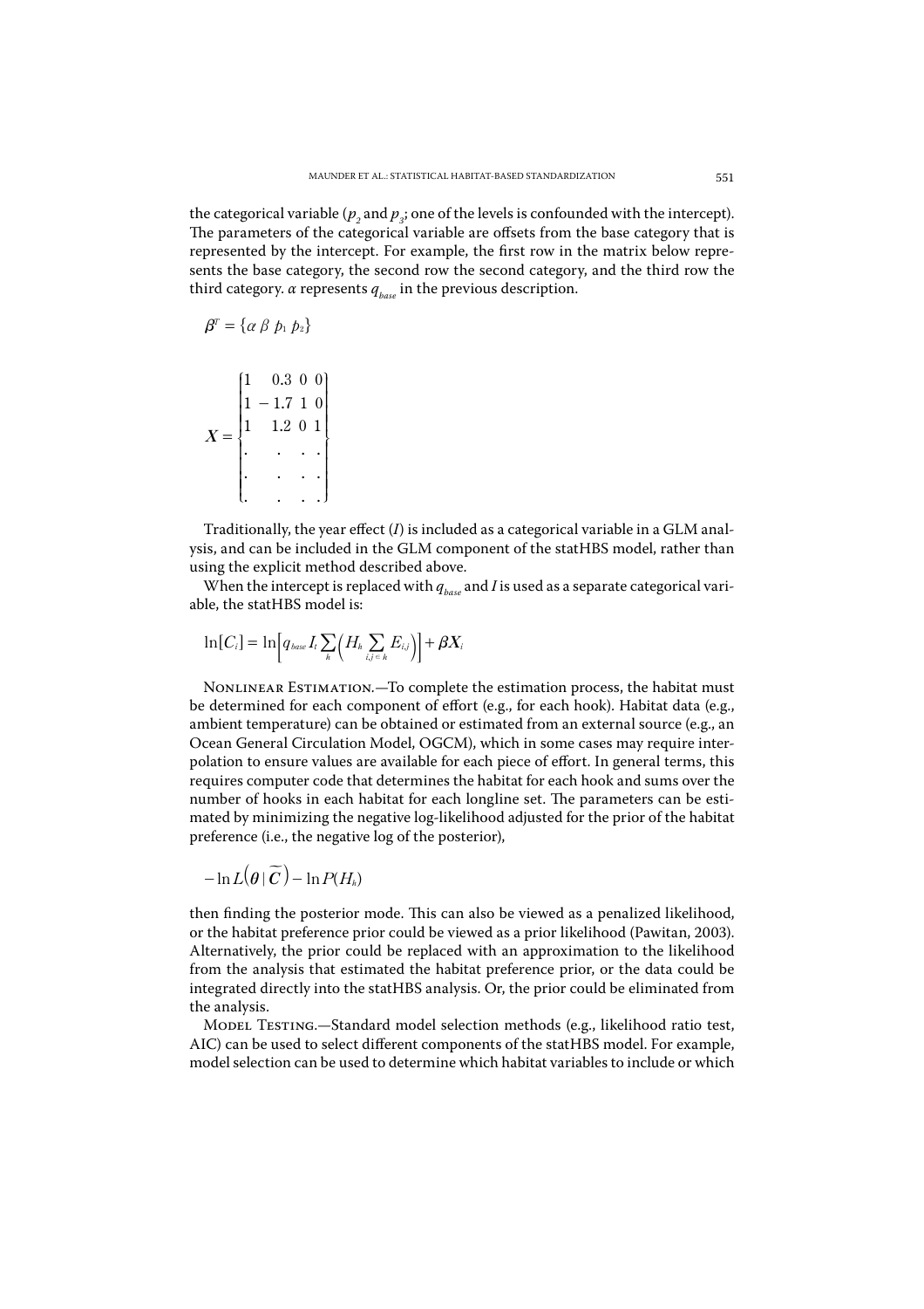the categorical variable ($p_2$ and $p_3$; one of the levels is confounded with the intercept). The parameters of the categorical variable are offsets from the base category that is represented by the intercept. For example, the first row in the matrix below represents the base category, the second row the second category, and the third row the third category. $\alpha$ represents $q_{base}$ in the previous description.

$$\boldsymbol{\beta}^T = \{\alpha \ \beta \ p_1 \ p_2\}$$

$$\boldsymbol{X} = \begin{Bmatrix} 1 & 0.3 & 0 & 0 \\ 1 & -1.7 & 1 & 0 \\ 1 & 1.2 & 0 & 1 \\ . & . & . & . \\ . & . & . & . \\ . & . & . & . \end{Bmatrix}$$

Traditionally, the year effect ($I$) is included as a categorical variable in a GLM analysis, and can be included in the GLM component of the statHBS model, rather than using the explicit method described above.

When the intercept is replaced with $q_{base}$ and $I$ is used as a separate categorical variable, the statHBS model is:

$$\ln[C_i] = \ln\left[q_{base} I_t \sum_h \left(H_h \sum_{i,j \in h} E_{i,j}\right)\right] + \boldsymbol{\beta} \boldsymbol{X}_i$$

Nonlinear Estimation.—To complete the estimation process, the habitat must be determined for each component of effort (e.g., for each hook). Habitat data (e.g., ambient temperature) can be obtained or estimated from an external source (e.g., an Ocean General Circulation Model, OGCM), which in some cases may require interpolation to ensure values are available for each piece of effort. In general terms, this requires computer code that determines the habitat for each hook and sums over the number of hooks in each habitat for each longline set. The parameters can be estimated by minimizing the negative log-likelihood adjusted for the prior of the habitat preference (i.e., the negative log of the posterior),

$$-\ln L\left(\boldsymbol{\theta} \mid \widetilde{\boldsymbol{C}}\right) - \ln P(H_h)$$

then finding the posterior mode. This can also be viewed as a penalized likelihood, or the habitat preference prior could be viewed as a prior likelihood (Pawitan, 2003). Alternatively, the prior could be replaced with an approximation to the likelihood from the analysis that estimated the habitat preference prior, or the data could be integrated directly into the statHBS analysis. Or, the prior could be eliminated from the analysis.

Model Testing.—Standard model selection methods (e.g., likelihood ratio test, AIC) can be used to select different components of the statHBS model. For example, model selection can be used to determine which habitat variables to include or which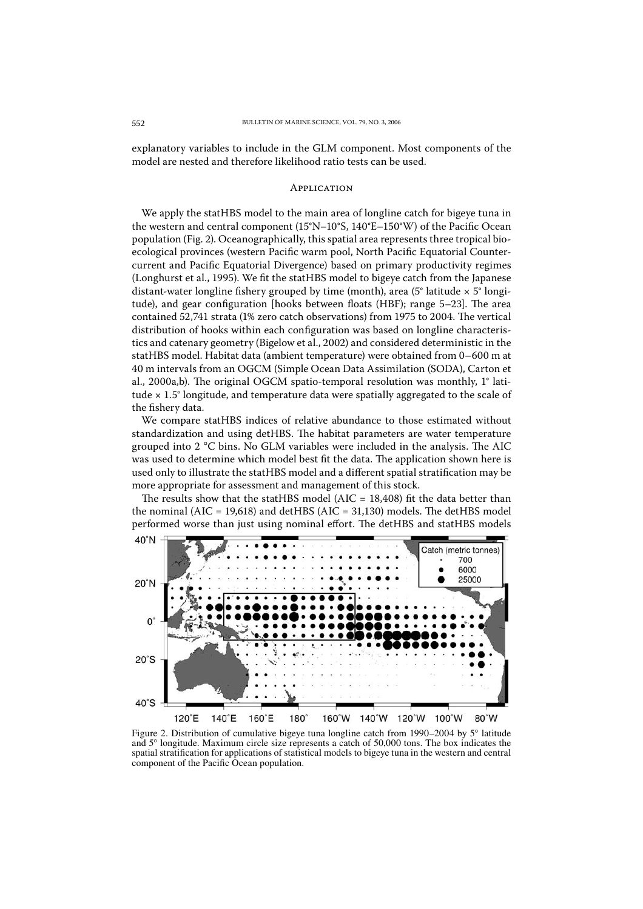explanatory variables to include in the GLM component. Most components of the model are nested and therefore likelihood ratio tests can be used.

## Application

We apply the statHBS model to the main area of longline catch for bigeye tuna in the western and central component (15°N–10°S, 140°E–150°W) of the Pacific Ocean population (Fig. 2). Oceanographically, this spatial area represents three tropical bio-ecological provinces (western Pacific warm pool, North Pacific Equatorial Countercurrent and Pacific Equatorial Divergence) based on primary productivity regimes (Longhurst et al., 1995). We fit the statHBS model to bigeye catch from the Japanese distant-water longline fishery grouped by time (month), area (5° latitude × 5° longitude), and gear configuration [hooks between floats (HBF); range 5–23]. The area contained 52,741 strata (1% zero catch observations) from 1975 to 2004. The vertical distribution of hooks within each configuration was based on longline characteristics and catenary geometry (Bigelow et al., 2002) and considered deterministic in the statHBS model. Habitat data (ambient temperature) were obtained from 0–600 m at 40 m intervals from an OGCM (Simple Ocean Data Assimilation (SODA), Carton et al., 2000a,b). The original OGCM spatio-temporal resolution was monthly, 1° latitude × 1.5° longitude, and temperature data were spatially aggregated to the scale of the fishery data.

We compare statHBS indices of relative abundance to those estimated without standardization and using detHBS. The habitat parameters are water temperature grouped into 2 °C bins. No GLM variables were included in the analysis. The AIC was used to determine which model best fit the data. The application shown here is used only to illustrate the statHBS model and a different spatial stratification may be more appropriate for assessment and management of this stock.

The results show that the statHBS model (AIC = 18,408) fit the data better than the nominal (AIC = 19,618) and detHBS (AIC = 31,130) models. The detHBS model performed worse than just using nominal effort. The detHBS and statHBS models

Figure 2. Distribution of cumulative bigeye tuna longline catch from 1990–2004 by 5° latitude and 5° longitude. Maximum circle size represents a catch of 50,000 tons. The box indicates the spatial stratification for applications of statistical models to bigeye tuna in the western and central component of the Pacific Ocean population.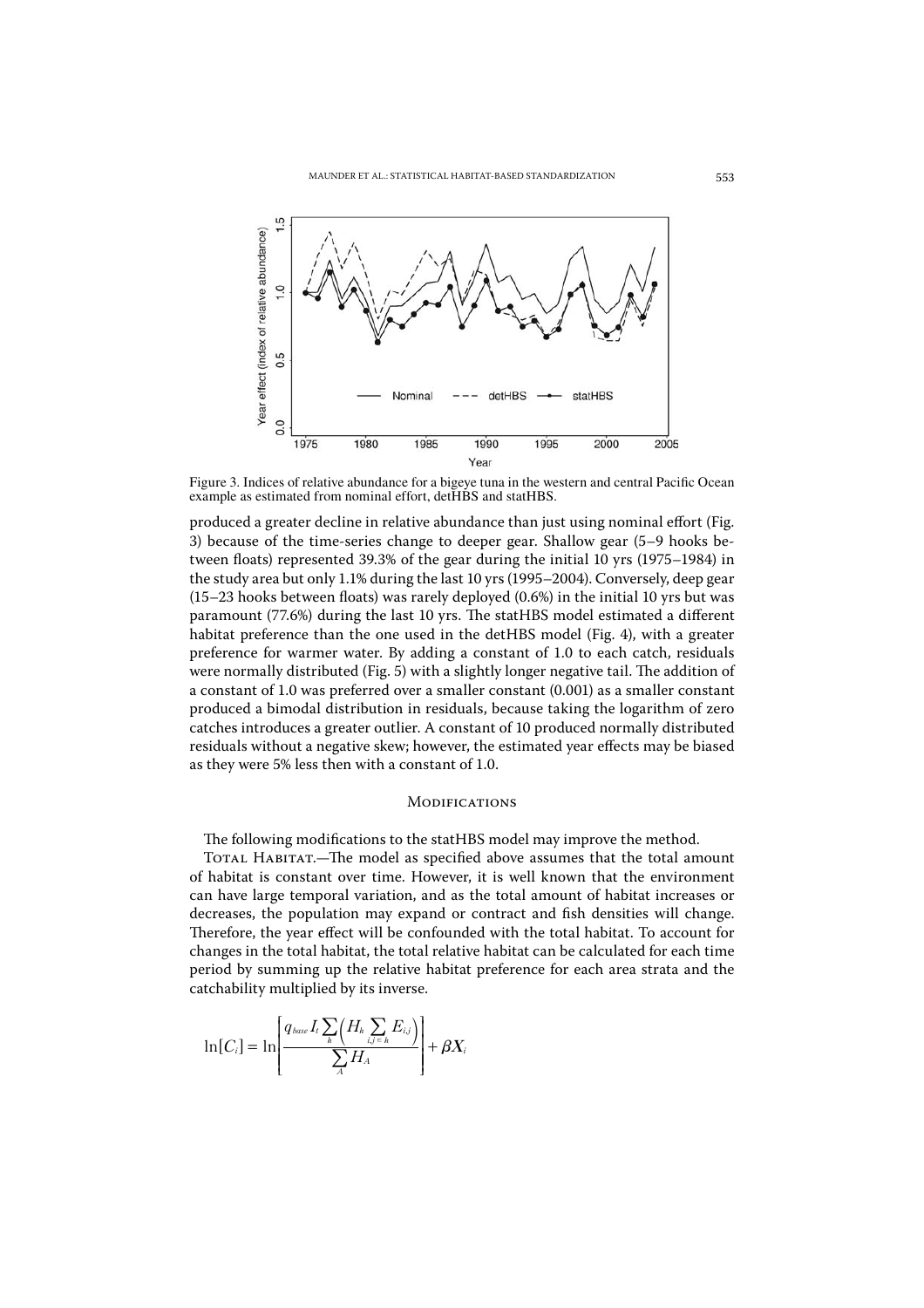Figure 3. Indices of relative abundance for a bigeye tuna in the western and central Pacific Ocean example as estimated from nominal effort, detHBS and statHBS.

produced a greater decline in relative abundance than just using nominal effort (Fig. 3) because of the time-series change to deeper gear. Shallow gear (5–9 hooks between floats) represented 39.3% of the gear during the initial 10 yrs (1975–1984) in the study area but only 1.1% during the last 10 yrs (1995–2004). Conversely, deep gear (15–23 hooks between floats) was rarely deployed (0.6%) in the initial 10 yrs but was paramount (77.6%) during the last 10 yrs. The statHBS model estimated a different habitat preference than the one used in the detHBS model (Fig. 4), with a greater preference for warmer water. By adding a constant of 1.0 to each catch, residuals were normally distributed (Fig. 5) with a slightly longer negative tail. The addition of a constant of 1.0 was preferred over a smaller constant (0.001) as a smaller constant produced a bimodal distribution in residuals, because taking the logarithm of zero catches introduces a greater outlier. A constant of 10 produced normally distributed residuals without a negative skew; however, the estimated year effects may be biased as they were 5% less then with a constant of 1.0.

## Modifications

The following modifications to the statHBS model may improve the method.

Total Habitat.—The model as specified above assumes that the total amount of habitat is constant over time. However, it is well known that the environment can have large temporal variation, and as the total amount of habitat increases or decreases, the population may expand or contract and fish densities will change. Therefore, the year effect will be confounded with the total habitat. To account for changes in the total habitat, the total relative habitat can be calculated for each time period by summing up the relative habitat preference for each area strata and the catchability multiplied by its inverse.

$$\ln[C_i] = \ln\left[\frac{q_{base} I_t \sum_h \left(H_h \sum_{i,j \in h} E_{i,j}\right)}{\sum_A H_A}\right] + \beta X_i$$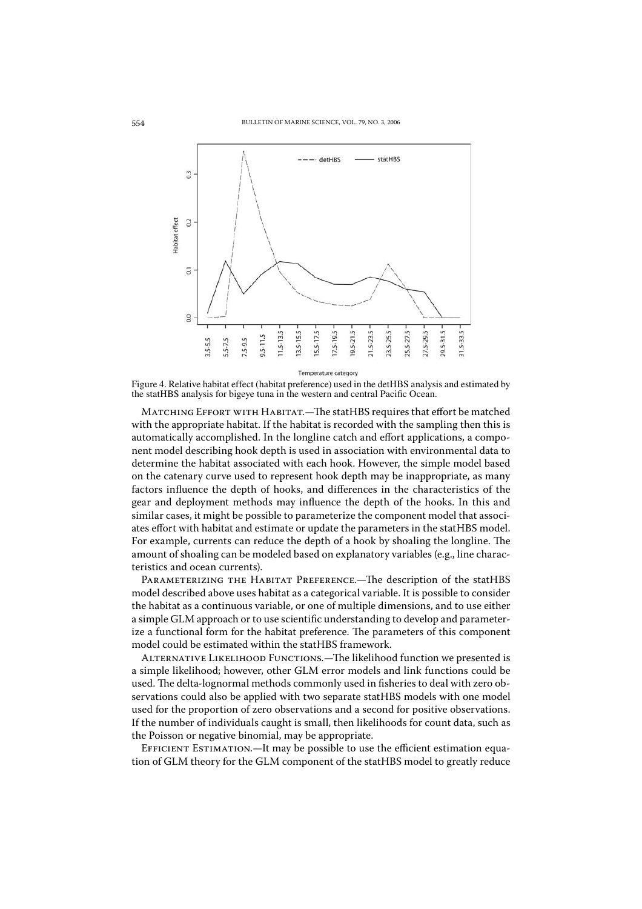Figure 4. Relative habitat effect (habitat preference) used in the detHBS analysis and estimated by the statHBS analysis for bigeye tuna in the western and central Pacific Ocean.

Matching Effort with Habitat.—The statHBS requires that effort be matched with the appropriate habitat. If the habitat is recorded with the sampling then this is automatically accomplished. In the longline catch and effort applications, a component model describing hook depth is used in association with environmental data to determine the habitat associated with each hook. However, the simple model based on the catenary curve used to represent hook depth may be inappropriate, as many factors influence the depth of hooks, and differences in the characteristics of the gear and deployment methods may influence the depth of the hooks. In this and similar cases, it might be possible to parameterize the component model that associates effort with habitat and estimate or update the parameters in the statHBS model. For example, currents can reduce the depth of a hook by shoaling the longline. The amount of shoaling can be modeled based on explanatory variables (e.g., line characteristics and ocean currents).

Parameterizing the Habitat Preference.—The description of the statHBS model described above uses habitat as a categorical variable. It is possible to consider the habitat as a continuous variable, or one of multiple dimensions, and to use either a simple GLM approach or to use scientific understanding to develop and parameterize a functional form for the habitat preference. The parameters of this component model could be estimated within the statHBS framework.

Alternative Likelihood Functions.—The likelihood function we presented is a simple likelihood; however, other GLM error models and link functions could be used. The delta-lognormal methods commonly used in fisheries to deal with zero observations could also be applied with two separate statHBS models with one model used for the proportion of zero observations and a second for positive observations. If the number of individuals caught is small, then likelihoods for count data, such as the Poisson or negative binomial, may be appropriate.

Efficient Estimation.—It may be possible to use the efficient estimation equation of GLM theory for the GLM component of the statHBS model to greatly reduce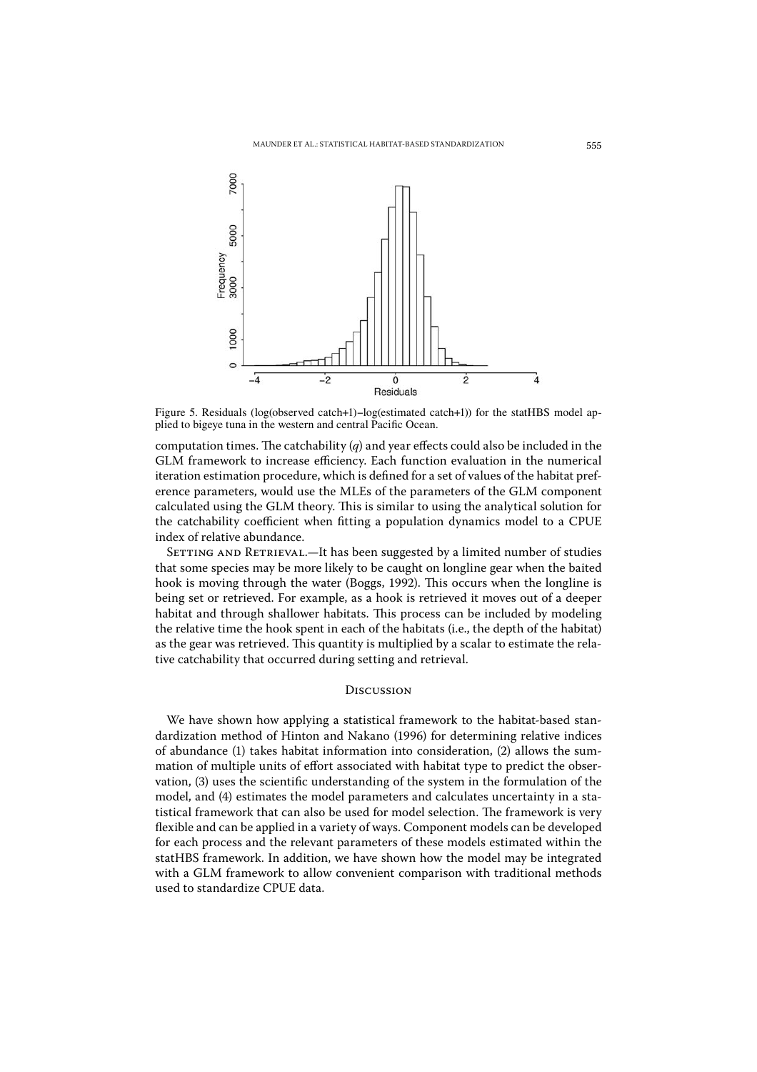Figure 5. Residuals (log(observed catch+1)–log(estimated catch+1)) for the statHBS model applied to bigeye tuna in the western and central Pacific Ocean.

computation times. The catchability ($q$) and year effects could also be included in the GLM framework to increase efficiency. Each function evaluation in the numerical iteration estimation procedure, which is defined for a set of values of the habitat preference parameters, would use the MLEs of the parameters of the GLM component calculated using the GLM theory. This is similar to using the analytical solution for the catchability coefficient when fitting a population dynamics model to a CPUE index of relative abundance.

Setting and Retrieval.—It has been suggested by a limited number of studies that some species may be more likely to be caught on longline gear when the baited hook is moving through the water (Boggs, 1992). This occurs when the longline is being set or retrieved. For example, as a hook is retrieved it moves out of a deeper habitat and through shallower habitats. This process can be included by modeling the relative time the hook spent in each of the habitats (i.e., the depth of the habitat) as the gear was retrieved. This quantity is multiplied by a scalar to estimate the relative catchability that occurred during setting and retrieval.

## Discussion

We have shown how applying a statistical framework to the habitat-based standardization method of Hinton and Nakano (1996) for determining relative indices of abundance (1) takes habitat information into consideration, (2) allows the summation of multiple units of effort associated with habitat type to predict the observation, (3) uses the scientific understanding of the system in the formulation of the model, and (4) estimates the model parameters and calculates uncertainty in a statistical framework that can also be used for model selection. The framework is very flexible and can be applied in a variety of ways. Component models can be developed for each process and the relevant parameters of these models estimated within the statHBS framework. In addition, we have shown how the model may be integrated with a GLM framework to allow convenient comparison with traditional methods used to standardize CPUE data.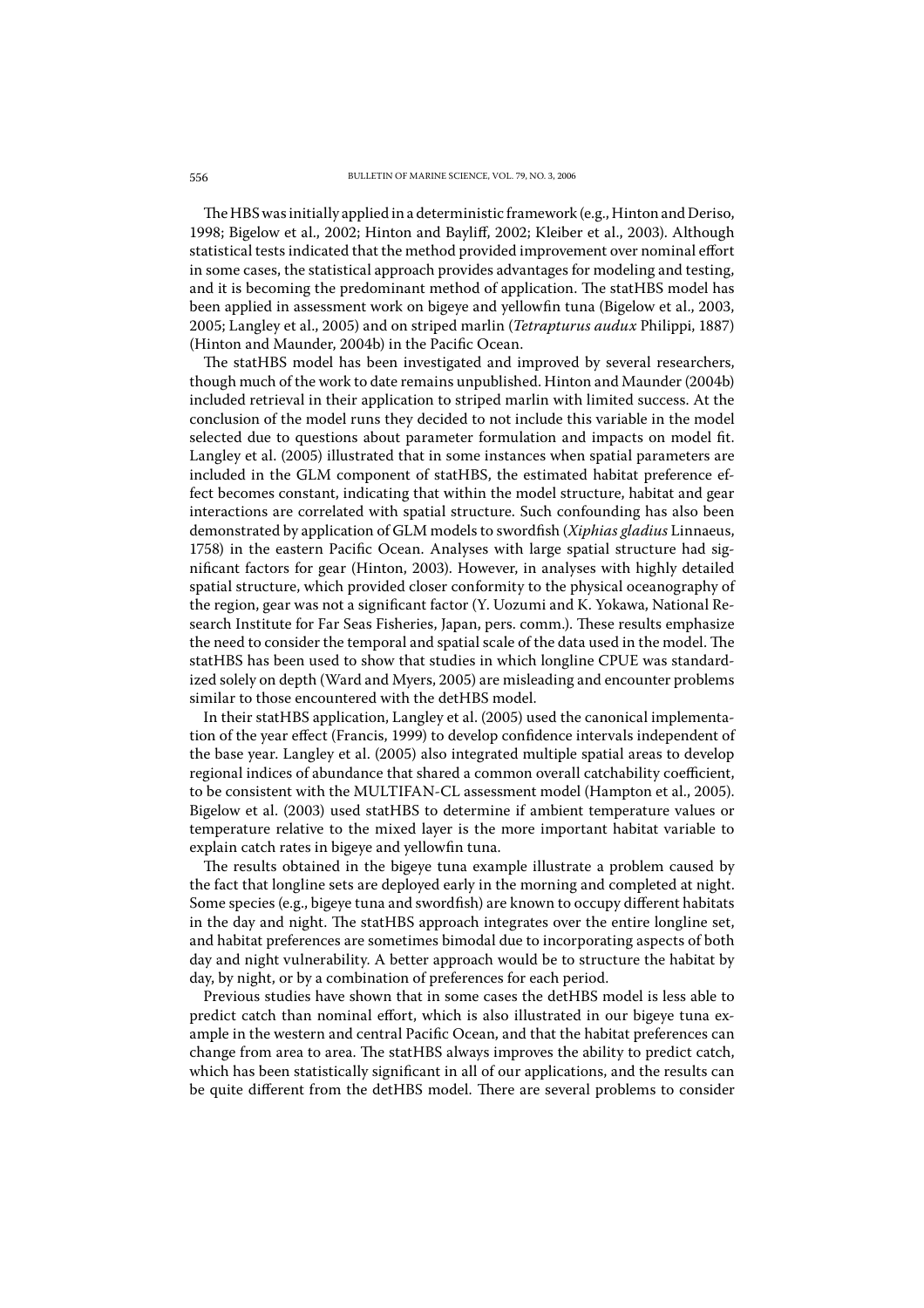The HBS was initially applied in a deterministic framework (e.g., Hinton and Deriso, 1998; Bigelow et al., 2002; Hinton and Bayliff, 2002; Kleiber et al., 2003). Although statistical tests indicated that the method provided improvement over nominal effort in some cases, the statistical approach provides advantages for modeling and testing, and it is becoming the predominant method of application. The statHBS model has been applied in assessment work on bigeye and yellowfin tuna (Bigelow et al., 2003, 2005; Langley et al., 2005) and on striped marlin (*Tetrapturus audux* Philippi, 1887) (Hinton and Maunder, 2004b) in the Pacific Ocean.

The statHBS model has been investigated and improved by several researchers, though much of the work to date remains unpublished. Hinton and Maunder (2004b) included retrieval in their application to striped marlin with limited success. At the conclusion of the model runs they decided to not include this variable in the model selected due to questions about parameter formulation and impacts on model fit. Langley et al. (2005) illustrated that in some instances when spatial parameters are included in the GLM component of statHBS, the estimated habitat preference effect becomes constant, indicating that within the model structure, habitat and gear interactions are correlated with spatial structure. Such confounding has also been demonstrated by application of GLM models to swordfish (*Xiphias gladius* Linnaeus, 1758) in the eastern Pacific Ocean. Analyses with large spatial structure had significant factors for gear (Hinton, 2003). However, in analyses with highly detailed spatial structure, which provided closer conformity to the physical oceanography of the region, gear was not a significant factor (Y. Uozumi and K. Yokawa, National Research Institute for Far Seas Fisheries, Japan, pers. comm.). These results emphasize the need to consider the temporal and spatial scale of the data used in the model. The statHBS has been used to show that studies in which longline CPUE was standardized solely on depth (Ward and Myers, 2005) are misleading and encounter problems similar to those encountered with the detHBS model.

In their statHBS application, Langley et al. (2005) used the canonical implementation of the year effect (Francis, 1999) to develop confidence intervals independent of the base year. Langley et al. (2005) also integrated multiple spatial areas to develop regional indices of abundance that shared a common overall catchability coefficient, to be consistent with the MULTIFAN-CL assessment model (Hampton et al., 2005). Bigelow et al. (2003) used statHBS to determine if ambient temperature values or temperature relative to the mixed layer is the more important habitat variable to explain catch rates in bigeye and yellowfin tuna.

The results obtained in the bigeye tuna example illustrate a problem caused by the fact that longline sets are deployed early in the morning and completed at night. Some species (e.g., bigeye tuna and swordfish) are known to occupy different habitats in the day and night. The statHBS approach integrates over the entire longline set, and habitat preferences are sometimes bimodal due to incorporating aspects of both day and night vulnerability. A better approach would be to structure the habitat by day, by night, or by a combination of preferences for each period.

Previous studies have shown that in some cases the detHBS model is less able to predict catch than nominal effort, which is also illustrated in our bigeye tuna example in the western and central Pacific Ocean, and that the habitat preferences can change from area to area. The statHBS always improves the ability to predict catch, which has been statistically significant in all of our applications, and the results can be quite different from the detHBS model. There are several problems to consider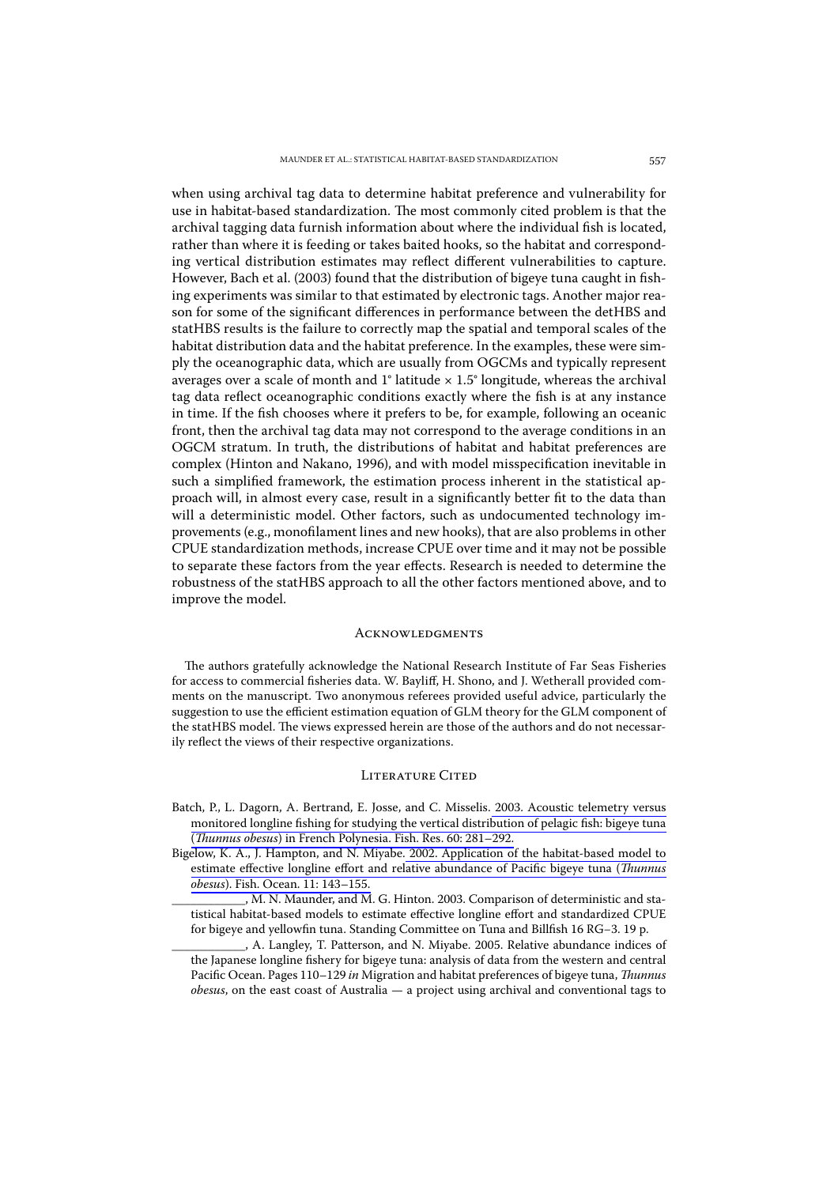when using archival tag data to determine habitat preference and vulnerability for use in habitat-based standardization. The most commonly cited problem is that the archival tagging data furnish information about where the individual fish is located, rather than where it is feeding or takes baited hooks, so the habitat and corresponding vertical distribution estimates may reflect different vulnerabilities to capture. However, Bach et al. (2003) found that the distribution of bigeye tuna caught in fishing experiments was similar to that estimated by electronic tags. Another major reason for some of the significant differences in performance between the detHBS and statHBS results is the failure to correctly map the spatial and temporal scales of the habitat distribution data and the habitat preference. In the examples, these were simply the oceanographic data, which are usually from OGCMs and typically represent averages over a scale of month and 1° latitude × 1.5° longitude, whereas the archival tag data reflect oceanographic conditions exactly where the fish is at any instance in time. If the fish chooses where it prefers to be, for example, following an oceanic front, then the archival tag data may not correspond to the average conditions in an OGCM stratum. In truth, the distributions of habitat and habitat preferences are complex (Hinton and Nakano, 1996), and with model misspecification inevitable in such a simplified framework, the estimation process inherent in the statistical approach will, in almost every case, result in a significantly better fit to the data than will a deterministic model. Other factors, such as undocumented technology improvements (e.g., monofilament lines and new hooks), that are also problems in other CPUE standardization methods, increase CPUE over time and it may not be possible to separate these factors from the year effects. Research is needed to determine the robustness of the statHBS approach to all the other factors mentioned above, and to improve the model.

## Acknowledgments

The authors gratefully acknowledge the National Research Institute of Far Seas Fisheries for access to commercial fisheries data. W. Bayliff, H. Shono, and J. Wetherall provided comments on the manuscript. Two anonymous referees provided useful advice, particularly the suggestion to use the efficient estimation equation of GLM theory for the GLM component of the statHBS model. The views expressed herein are those of the authors and do not necessarily reflect the views of their respective organizations.

## Literature Cited

Batch, P., L. Dagorn, A. Bertrand, E. Josse, and C. Misselis. 2003. Acoustic telemetry versus monitored longline fishing for studying the vertical distribution of pelagic fish: bigeye tuna (*Thunnus obesus*) in French Polynesia. Fish. Res. 60: 281–292.

Bigelow, K. A., J. Hampton, and N. Miyabe. 2002. Application of the habitat-based model to estimate effective longline effort and relative abundance of Pacific bigeye tuna (*Thunnus obesus*). Fish. Ocean. 11: 143–155.

\_\_\_\_\_\_\_\_\_\_\_\_, M. N. Maunder, and M. G. Hinton. 2003. Comparison of deterministic and statistical habitat-based models to estimate effective longline effort and standardized CPUE for bigeye and yellowfin tuna. Standing Committee on Tuna and Billfish 16 RG–3. 19 p.

\_\_\_\_\_\_\_\_\_\_\_\_, A. Langley, T. Patterson, and N. Miyabe. 2005. Relative abundance indices of the Japanese longline fishery for bigeye tuna: analysis of data from the western and central Pacific Ocean. Pages 110–129 *in* Migration and habitat preferences of bigeye tuna, *Thunnus obesus*, on the east coast of Australia — a project using archival and conventional tags to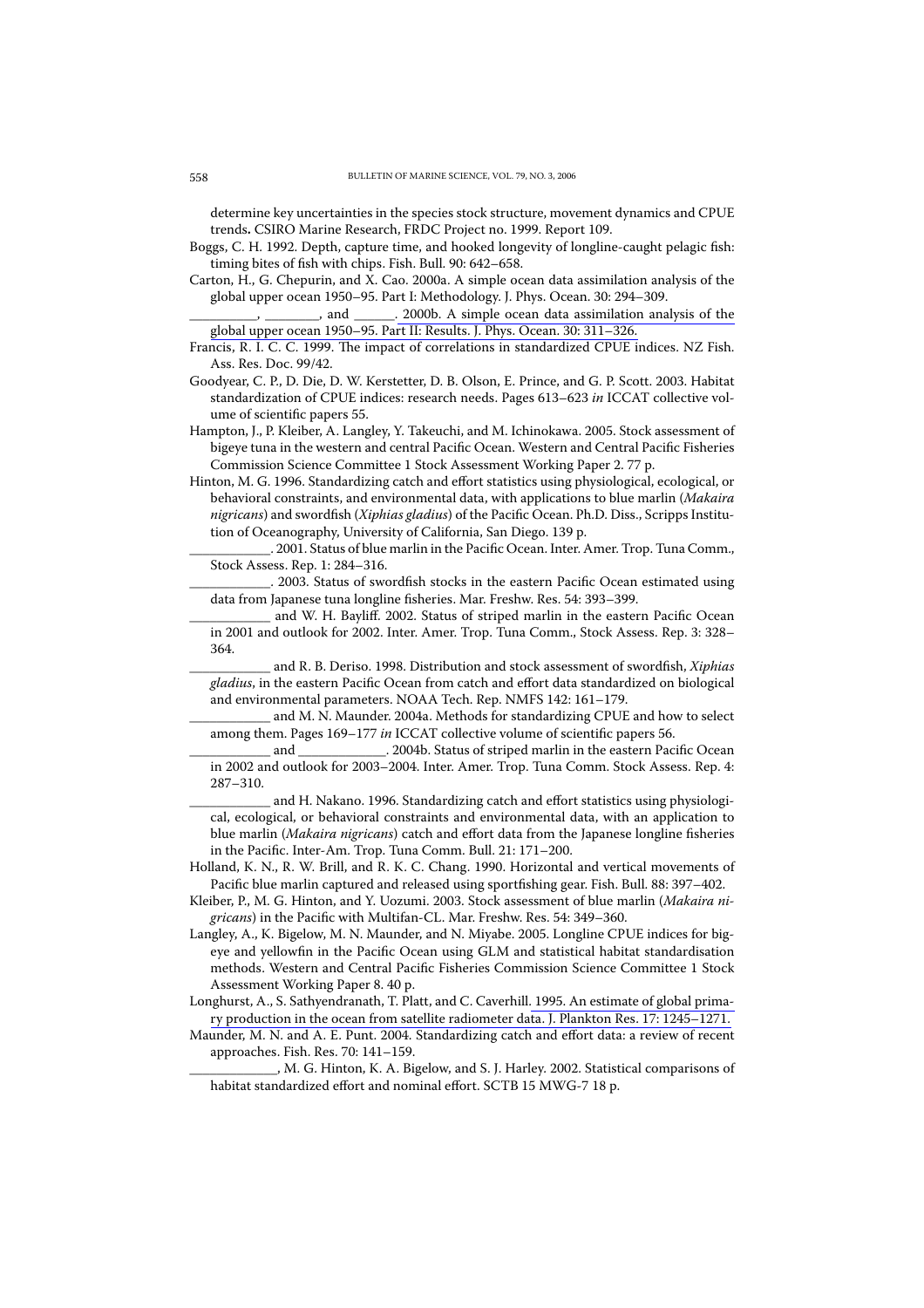determine key uncertainties in the species stock structure, movement dynamics and CPUE trends. CSIRO Marine Research, FRDC Project no. 1999. Report 109.

Boggs, C. H. 1992. Depth, capture time, and hooked longevity of longline-caught pelagic fish: timing bites of fish with chips. Fish. Bull. 90: 642–658.

Carton, H., G. Chepurin, and X. Cao. 2000a. A simple ocean data assimilation analysis of the global upper ocean 1950–95. Part I: Methodology. J. Phys. Ocean. 30: 294–309.

__________, ________, and ______. 2000b. A simple ocean data assimilation analysis of the global upper ocean 1950–95. Part II: Results. J. Phys. Ocean. 30: 311–326.

Francis, R. I. C. C. 1999. The impact of correlations in standardized CPUE indices. NZ Fish. Ass. Res. Doc. 99/42.

Goodyear, C. P., D. Die, D. W. Kerstetter, D. B. Olson, E. Prince, and G. P. Scott. 2003. Habitat standardization of CPUE indices: research needs. Pages 613–623 *in* ICCAT collective volume of scientific papers 55.

Hampton, J., P. Kleiber, A. Langley, Y. Takeuchi, and M. Ichinokawa. 2005. Stock assessment of bigeye tuna in the western and central Pacific Ocean. Western and Central Pacific Fisheries Commission Science Committee 1 Stock Assessment Working Paper 2. 77 p.

Hinton, M. G. 1996. Standardizing catch and effort statistics using physiological, ecological, or behavioral constraints, and environmental data, with applications to blue marlin (*Makaira nigricans*) and swordfish (*Xiphias gladius*) of the Pacific Ocean. Ph.D. Diss., Scripps Institution of Oceanography, University of California, San Diego. 139 p.

____________. 2001. Status of blue marlin in the Pacific Ocean. Inter. Amer. Trop. Tuna Comm., Stock Assess. Rep. 1: 284–316.

____________. 2003. Status of swordfish stocks in the eastern Pacific Ocean estimated using data from Japanese tuna longline fisheries. Mar. Freshw. Res. 54: 393–399.

____________ and W. H. Bayliff. 2002. Status of striped marlin in the eastern Pacific Ocean in 2001 and outlook for 2002. Inter. Amer. Trop. Tuna Comm., Stock Assess. Rep. 3: 328–364.

____________ and R. B. Deriso. 1998. Distribution and stock assessment of swordfish, *Xiphias gladius*, in the eastern Pacific Ocean from catch and effort data standardized on biological and environmental parameters. NOAA Tech. Rep. NMFS 142: 161–179.

____________ and M. N. Maunder. 2004a. Methods for standardizing CPUE and how to select among them. Pages 169–177 *in* ICCAT collective volume of scientific papers 56.

____________ and _____________. 2004b. Status of striped marlin in the eastern Pacific Ocean in 2002 and outlook for 2003–2004. Inter. Amer. Trop. Tuna Comm. Stock Assess. Rep. 4: 287–310.

____________ and H. Nakano. 1996. Standardizing catch and effort statistics using physiological, ecological, or behavioral constraints and environmental data, with an application to blue marlin (*Makaira nigricans*) catch and effort data from the Japanese longline fisheries in the Pacific. Inter-Am. Trop. Tuna Comm. Bull. 21: 171–200.

Holland, K. N., R. W. Brill, and R. K. C. Chang. 1990. Horizontal and vertical movements of Pacific blue marlin captured and released using sportfishing gear. Fish. Bull. 88: 397–402.

Kleiber, P., M. G. Hinton, and Y. Uozumi. 2003. Stock assessment of blue marlin (*Makaira nigricans*) in the Pacific with Multifan-CL. Mar. Freshw. Res. 54: 349–360.

Langley, A., K. Bigelow, M. N. Maunder, and N. Miyabe. 2005. Longline CPUE indices for bigeye and yellowfin in the Pacific Ocean using GLM and statistical habitat standardisation methods. Western and Central Pacific Fisheries Commission Science Committee 1 Stock Assessment Working Paper 8. 40 p.

Longhurst, A., S. Sathyendranath, T. Platt, and C. Caverhill. 1995. An estimate of global primary production in the ocean from satellite radiometer data. J. Plankton Res. 17: 1245–1271.

Maunder, M. N. and A. E. Punt. 2004. Standardizing catch and effort data: a review of recent approaches. Fish. Res. 70: 141–159.

_____________, M. G. Hinton, K. A. Bigelow, and S. J. Harley. 2002. Statistical comparisons of habitat standardized effort and nominal effort. SCTB 15 MWG-7 18 p.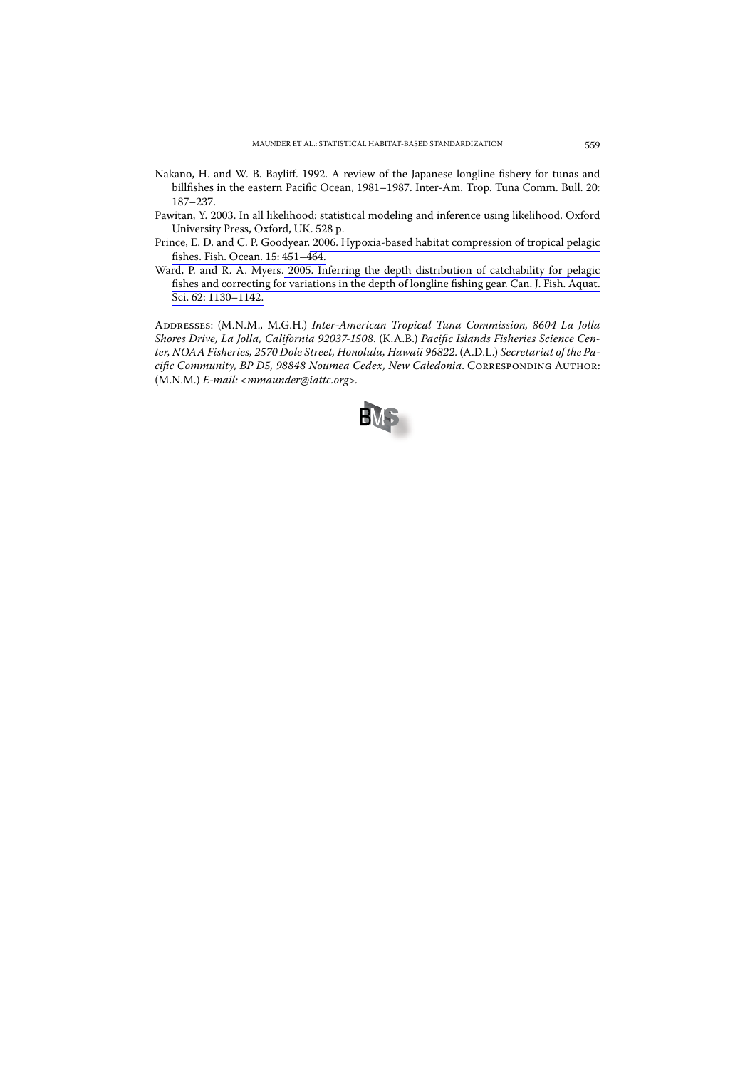Nakano, H. and W. B. Bayliff. 1992. A review of the Japanese longline fishery for tunas and billfishes in the eastern Pacific Ocean, 1981–1987. Inter-Am. Trop. Tuna Comm. Bull. 20: 187–237.

Pawitan, Y. 2003. In all likelihood: statistical modeling and inference using likelihood. Oxford University Press, Oxford, UK. 528 p.

Prince, E. D. and C. P. Goodyear. 2006. Hypoxia-based habitat compression of tropical pelagic fishes. Fish. Ocean. 15: 451–464.

Ward, P. and R. A. Myers. 2005. Inferring the depth distribution of catchability for pelagic fishes and correcting for variations in the depth of longline fishing gear. Can. J. Fish. Aquat. Sci. 62: 1130–1142.

Addresses: (M.N.M., M.G.H.) *Inter-American Tropical Tuna Commission, 8604 La Jolla Shores Drive, La Jolla, California 92037-1508*. (K.A.B.) *Pacific Islands Fisheries Science Center, NOAA Fisheries, 2570 Dole Street, Honolulu, Hawaii 96822*. (A.D.L.) *Secretariat of the Pacific Community, BP D5, 98848 Noumea Cedex, New Caledonia*. Corresponding Author: (M.N.M.) *E-mail: <mmaunder@iattc.org>*.